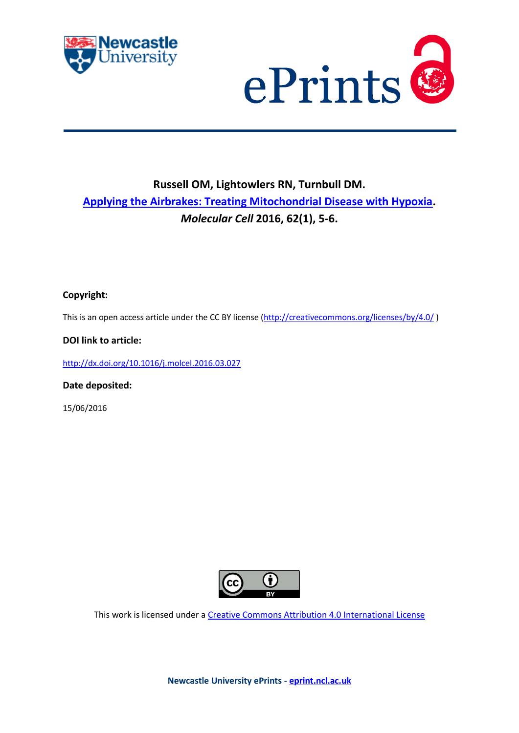**Russell OM, Lightowlers RN, Turnbull DM.**
[Applying the Airbrakes: Treating Mitochondrial Disease with Hypoxia](http://dx.doi.org/10.1016/j.molcel.2016.03.027).
***Molecular Cell* 2016, 62(1), 5-6.**

**Copyright:**

This is an open access article under the CC BY license (http://creativecommons.org/licenses/by/4.0/ )

**DOI link to article:**

http://dx.doi.org/10.1016/j.molcel.2016.03.027

**Date deposited:**

15/06/2016

This work is licensed under a [Creative Commons Attribution 4.0 International License](http://creativecommons.org/licenses/by/4.0/)

**Newcastle University ePrints - [eprint.ncl.ac.uk](http://eprint.ncl.ac.uk)**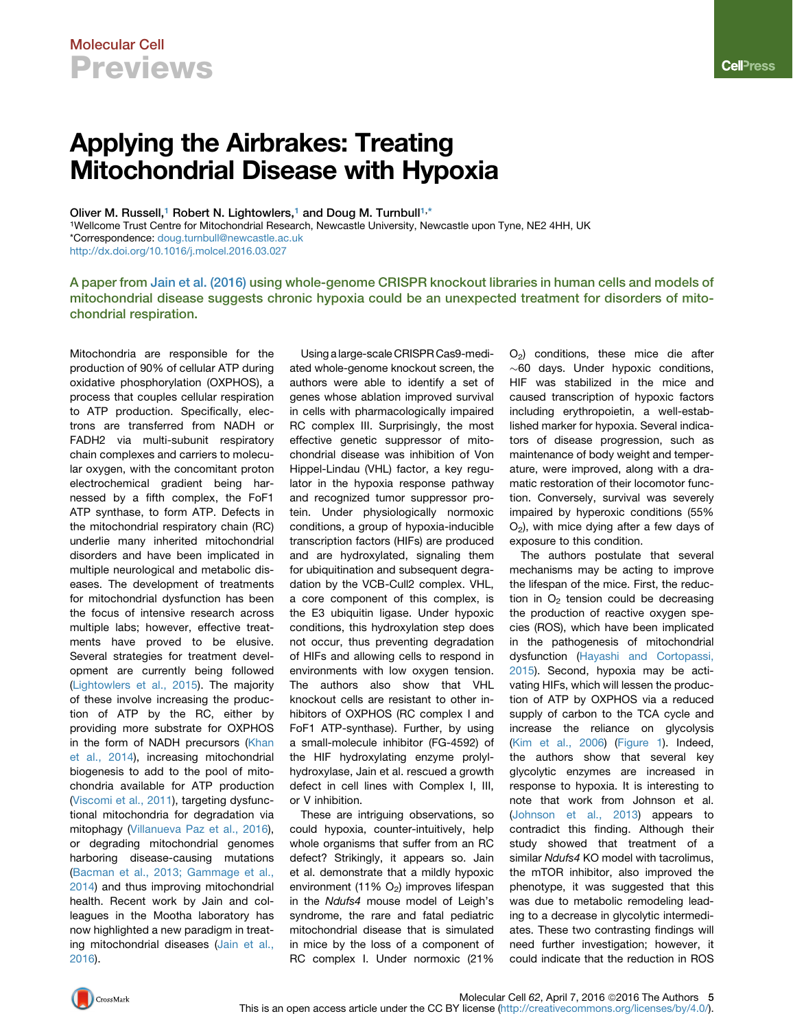Molecular Cell

# Previews

# Applying the Airbrakes: Treating Mitochondrial Disease with Hypoxia

Oliver M. Russell,[1] Robert N. Lightowlers,[1] and Doug M. Turnbull[1,*]

[1]Wellcome Trust Centre for Mitochondrial Research, Newcastle University, Newcastle upon Tyne, NE2 4HH, UK

*Correspondence: doug.turnbull@newcastle.ac.uk

http://dx.doi.org/10.1016/j.molcel.2016.03.027

**A paper from Jain et al. (2016) using whole-genome CRISPR knockout libraries in human cells and models of mitochondrial disease suggests chronic hypoxia could be an unexpected treatment for disorders of mitochondrial respiration.**

Mitochondria are responsible for the production of 90% of cellular ATP during oxidative phosphorylation (OXPHOS), a process that couples cellular respiration to ATP production. Specifically, electrons are transferred from NADH or FADH2 via multi-subunit respiratory chain complexes and carriers to molecular oxygen, with the concomitant proton electrochemical gradient being harnessed by a fifth complex, the FoF1 ATP synthase, to form ATP. Defects in the mitochondrial respiratory chain (RC) underlie many inherited mitochondrial disorders and have been implicated in multiple neurological and metabolic diseases. The development of treatments for mitochondrial dysfunction has been the focus of intensive research across multiple labs; however, effective treatments have proved to be elusive. Several strategies for treatment development are currently being followed (Lightowlers et al., 2015). The majority of these involve increasing the production of ATP by the RC, either by providing more substrate for OXPHOS in the form of NADH precursors (Khan et al., 2014), increasing mitochondrial biogenesis to add to the pool of mitochondria available for ATP production (Viscomi et al., 2011), targeting dysfunctional mitochondria for degradation via mitophagy (Villanueva Paz et al., 2016), or degrading mitochondrial genomes harboring disease-causing mutations (Bacman et al., 2013; Gammage et al., 2014) and thus improving mitochondrial health. Recent work by Jain and colleagues in the Mootha laboratory has now highlighted a new paradigm in treating mitochondrial diseases (Jain et al., 2016).

Using a large-scale CRISPR Cas9-mediated whole-genome knockout screen, the authors were able to identify a set of genes whose ablation improved survival in cells with pharmacologically impaired RC complex III. Surprisingly, the most effective genetic suppressor of mitochondrial disease was inhibition of Von Hippel-Lindau (VHL) factor, a key regulator in the hypoxia response pathway and recognized tumor suppressor protein. Under physiologically normoxic conditions, a group of hypoxia-inducible transcription factors (HIFs) are produced and are hydroxylated, signaling them for ubiquitination and subsequent degradation by the VCB-Cull2 complex. VHL, a core component of this complex, is the E3 ubiquitin ligase. Under hypoxic conditions, this hydroxylation step does not occur, thus preventing degradation of HIFs and allowing cells to respond in environments with low oxygen tension. The authors also show that VHL knockout cells are resistant to other inhibitors of OXPHOS (RC complex I and FoF1 ATP-synthase). Further, by using a small-molecule inhibitor (FG-4592) of the HIF hydroxylating enzyme prolyl-hydroxylase, Jain et al. rescued a growth defect in cell lines with Complex I, III, or V inhibition.

These are intriguing observations, so could hypoxia, counter-intuitively, help whole organisms that suffer from an RC defect? Strikingly, it appears so. Jain et al. demonstrate that a mildly hypoxic environment (11% $O_2$) improves lifespan in the *Ndufs4* mouse model of Leigh's syndrome, the rare and fatal pediatric mitochondrial disease that is simulated in mice by the loss of a component of RC complex I. Under normoxic (21% $O_2$) conditions, these mice die after ~60 days. Under hypoxic conditions, HIF was stabilized in the mice and caused transcription of hypoxic factors including erythropoietin, a well-established marker for hypoxia. Several indicators of disease progression, such as maintenance of body weight and temperature, were improved, along with a dramatic restoration of their locomotor function. Conversely, survival was severely impaired by hyperoxic conditions (55% $O_2$), with mice dying after a few days of exposure to this condition.

The authors postulate that several mechanisms may be acting to improve the lifespan of the mice. First, the reduction in $O_2$ tension could be decreasing the production of reactive oxygen species (ROS), which have been implicated in the pathogenesis of mitochondrial dysfunction (Hayashi and Cortopassi, 2015). Second, hypoxia may be activating HIFs, which will lessen the production of ATP by OXPHOS via a reduced supply of carbon to the TCA cycle and increase the reliance on glycolysis (Kim et al., 2006) (Figure 1). Indeed, the authors show that several key glycolytic enzymes are increased in response to hypoxia. It is interesting to note that work from Johnson et al. (Johnson et al., 2013) appears to contradict this finding. Although their study showed that treatment of a similar *Ndufs4* KO model with tacrolimus, the mTOR inhibitor, also improved the phenotype, it was suggested that this was due to metabolic remodeling leading to a decrease in glycolytic intermediates. These two contrasting findings will need further investigation; however, it could indicate that the reduction in ROS

This is an open access article under the CC BY license (http://creativecommons.org/licenses/by/4.0/).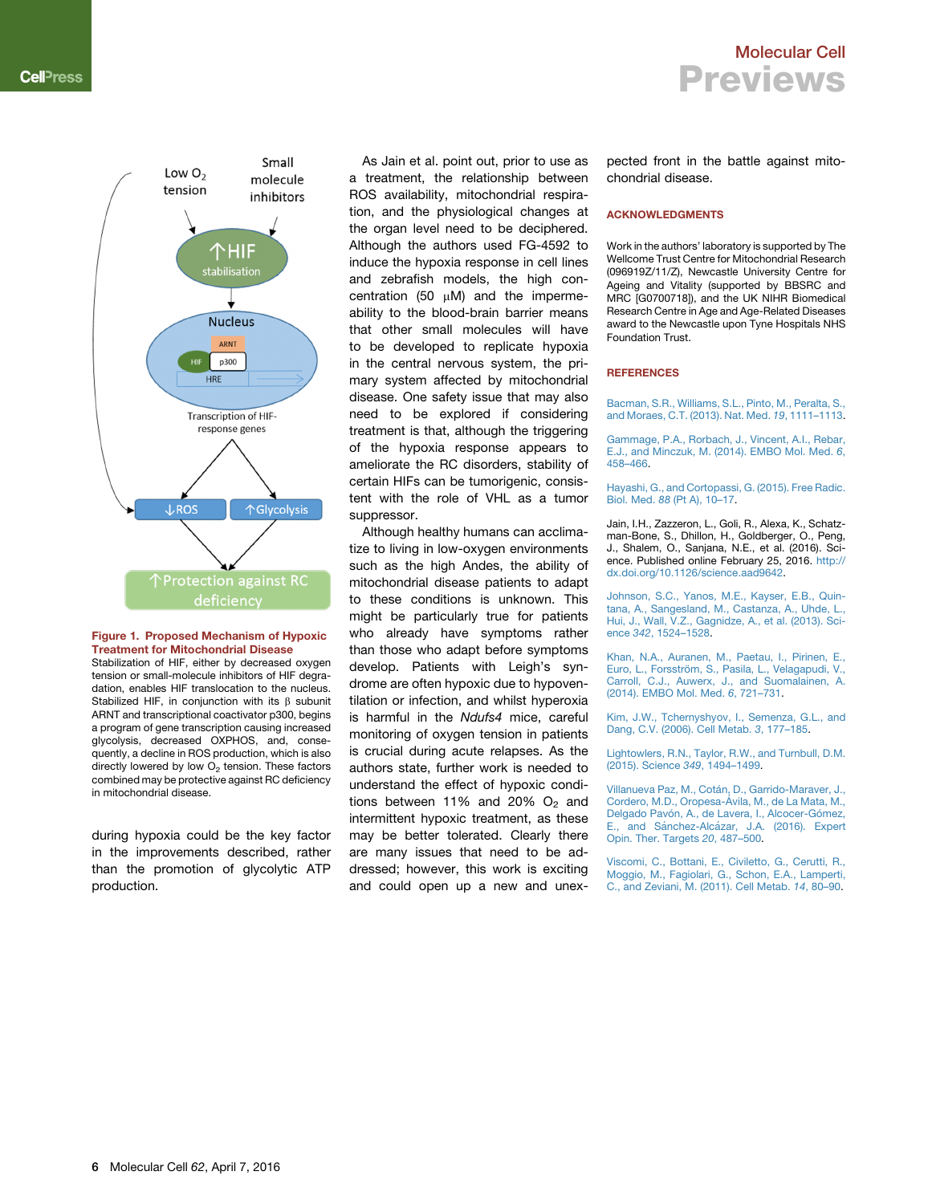Low $O_2$ tension

Small molecule inhibitors

↑HIF stabilisation

Nucleus

ARNT

HIF

p300

HRE

Transcription of HIF-response genes

↓ROS

↑Glycolysis

↑Protection against RC deficiency

**Figure 1. Proposed Mechanism of Hypoxic Treatment for Mitochondrial Disease**

Stabilization of HIF, either by decreased oxygen tension or small-molecule inhibitors of HIF degradation, enables HIF translocation to the nucleus. Stabilized HIF, in conjunction with its β subunit ARNT and transcriptional coactivator p300, begins a program of gene transcription causing increased glycolysis, decreased OXPHOS, and, consequently, a decline in ROS production, which is also directly lowered by low $O_2$ tension. These factors combined may be protective against RC deficiency in mitochondrial disease.

during hypoxia could be the key factor in the improvements described, rather than the promotion of glycolytic ATP production.

As Jain et al. point out, prior to use as a treatment, the relationship between ROS availability, mitochondrial respiration, and the physiological changes at the organ level need to be deciphered. Although the authors used FG-4592 to induce the hypoxia response in cell lines and zebrafish models, the high concentration (50 μM) and the impermeability to the blood-brain barrier means that other small molecules will have to be developed to replicate hypoxia in the central nervous system, the primary system affected by mitochondrial disease. One safety issue that may also need to be explored if considering treatment is that, although the triggering of the hypoxia response appears to ameliorate the RC disorders, stability of certain HIFs can be tumorigenic, consistent with the role of VHL as a tumor suppressor.

Although healthy humans can acclimatize to living in low-oxygen environments such as the high Andes, the ability of mitochondrial disease patients to adapt to these conditions is unknown. This might be particularly true for patients who already have symptoms rather than those who adapt before symptoms develop. Patients with Leigh's syndrome are often hypoxic due to hypoventilation or infection, and whilst hyperoxia is harmful in the *Ndufs4* mice, careful monitoring of oxygen tension in patients is crucial during acute relapses. As the authors state, further work is needed to understand the effect of hypoxic conditions between 11% and 20% $O_2$ and intermittent hypoxic treatment, as these may be better tolerated. Clearly there are many issues that need to be addressed; however, this work is exciting and could open up a new and unexpected front in the battle against mitochondrial disease.

## ACKNOWLEDGMENTS

Work in the authors' laboratory is supported by The Wellcome Trust Centre for Mitochondrial Research (096919Z/11/Z), Newcastle University Centre for Ageing and Vitality (supported by BBSRC and MRC [G0700718]), and the UK NIHR Biomedical Research Centre in Age and Age-Related Diseases award to the Newcastle upon Tyne Hospitals NHS Foundation Trust.

## REFERENCES

Bacman, S.R., Williams, S.L., Pinto, M., Peralta, S., and Moraes, C.T. (2013). Nat. Med. *19*, 1111–1113.

Gammage, P.A., Rorbach, J., Vincent, A.I., Rebar, E.J., and Minczuk, M. (2014). EMBO Mol. Med. *6*, 458–466.

Hayashi, G., and Cortopassi, G. (2015). Free Radic. Biol. Med. *88* (Pt A), 10–17.

Jain, I.H., Zazzeron, L., Goli, R., Alexa, K., Schatzman-Bone, S., Dhillon, H., Goldberger, O., Peng, J., Shalem, O., Sanjana, N.E., et al. (2016). Science. Published online February 25, 2016. http://dx.doi.org/10.1126/science.aad9642.

Johnson, S.C., Yanos, M.E., Kayser, E.B., Quintana, A., Sangesland, M., Castanza, A., Uhde, L., Hui, J., Wall, V.Z., Gagnidze, A., et al. (2013). Science *342*, 1524–1528.

Khan, N.A., Auranen, M., Paetau, I., Pirinen, E., Euro, L., Forsström, S., Pasila, L., Velagapudi, V., Carroll, C.J., Auwerx, J., and Suomalainen, A. (2014). EMBO Mol. Med. *6*, 721–731.

Kim, J.W., Tchernyshyov, I., Semenza, G.L., and Dang, C.V. (2006). Cell Metab. *3*, 177–185.

Lightowlers, R.N., Taylor, R.W., and Turnbull, D.M. (2015). Science *349*, 1494–1499.

Villanueva Paz, M., Cotán, D., Garrido-Maraver, J., Cordero, M.D., Oropesa-Ávila, M., de La Mata, M., Delgado Pavón, A., de Lavera, I., Alcocer-Gómez, E., and Sánchez-Alcázar, J.A. (2016). Expert Opin. Ther. Targets *20*, 487–500.

Viscomi, C., Bottani, E., Civiletto, G., Cerutti, R., Moggio, M., Fagiolari, G., Schon, E.A., Lamperti, C., and Zeviani, M. (2011). Cell Metab. *14*, 80–90.